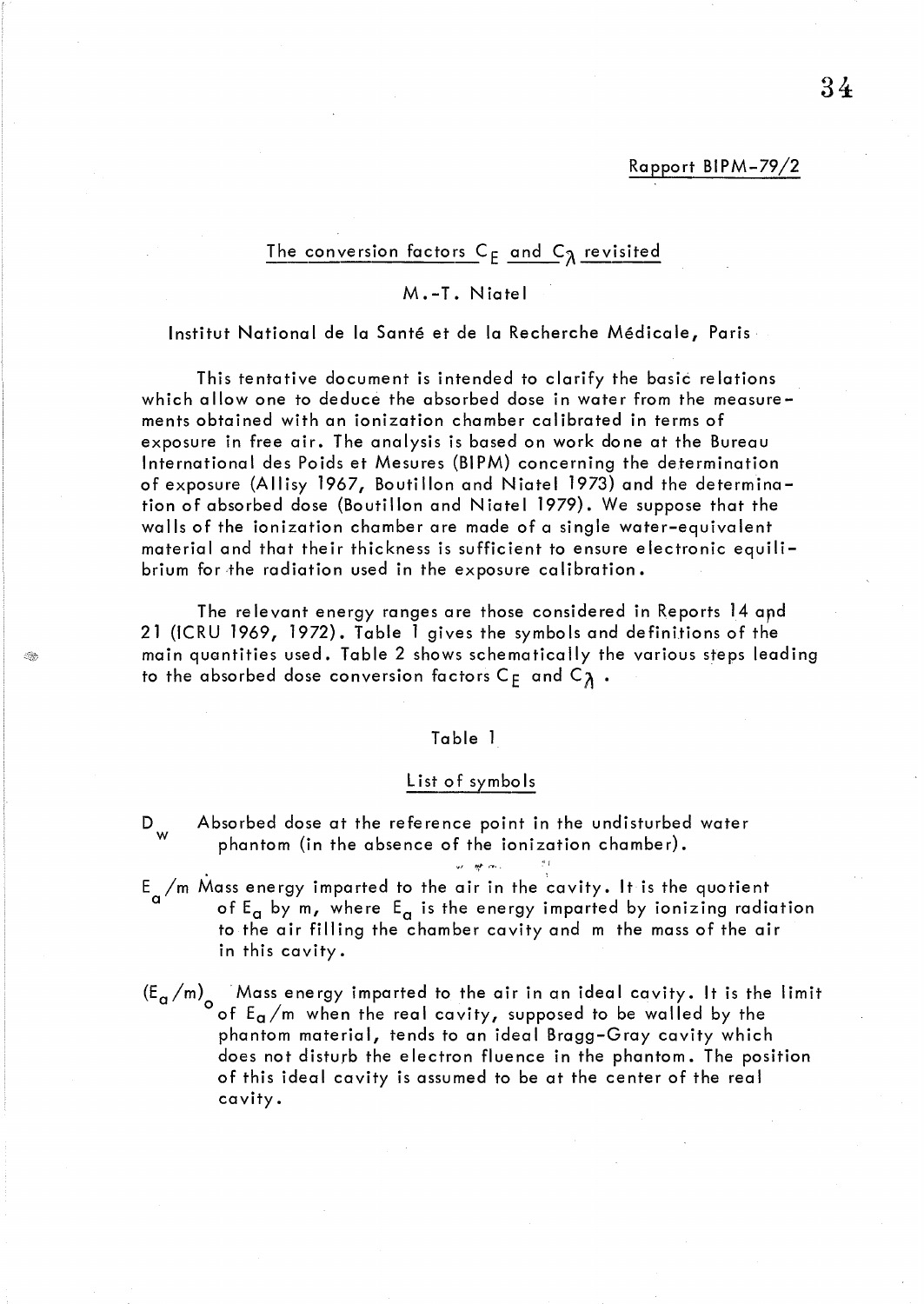Rapport BIPM-79/2

# The conversion factors $C_E$ and $C_\lambda$ revisited

M.-T. Niatel

Institut National de la Santé et de la Recherche Médicale, Paris

This tentative document is intended to clarify the basic relations which allow one to deduce the absorbed dose in water from the measurements obtained with an ionization chamber calibrated in terms of exposure in free air. The analysis is based on work done at the Bureau International des Poids et Mesures (BIPM) concerning the determination of exposure (Allisy 1967, Boutillon and Niatel 1973) and the determination of absorbed dose (Boutillon and Niatel 1979). We suppose that the walls of the ionization chamber are made of a single water-equivalent material and that their thickness is sufficient to ensure electronic equilibrium for the radiation used in the exposure calibration.

The relevant energy ranges are those considered in Reports 14 and 21 (ICRU 1969, 1972). Table 1 gives the symbols and definitions of the main quantities used. Table 2 shows schematically the various steps leading to the absorbed dose conversion factors $C_E$ and $C_\lambda$ .

## Table 1

### List of symbols

$D_w$ Absorbed dose at the reference point in the undisturbed water phantom (in the absence of the ionization chamber).

$E_a/m$ Mass energy imparted to the air in the cavity. It is the quotient of $E_a$ by m, where $E_a$ is the energy imparted by ionizing radiation to the air filling the chamber cavity and m the mass of the air in this cavity.

$(E_a/m)_o$ Mass energy imparted to the air in an ideal cavity. It is the limit of $E_a/m$ when the real cavity, supposed to be walled by the phantom material, tends to an ideal Bragg-Gray cavity which does not disturb the electron fluence in the phantom. The position of this ideal cavity is assumed to be at the center of the real cavity.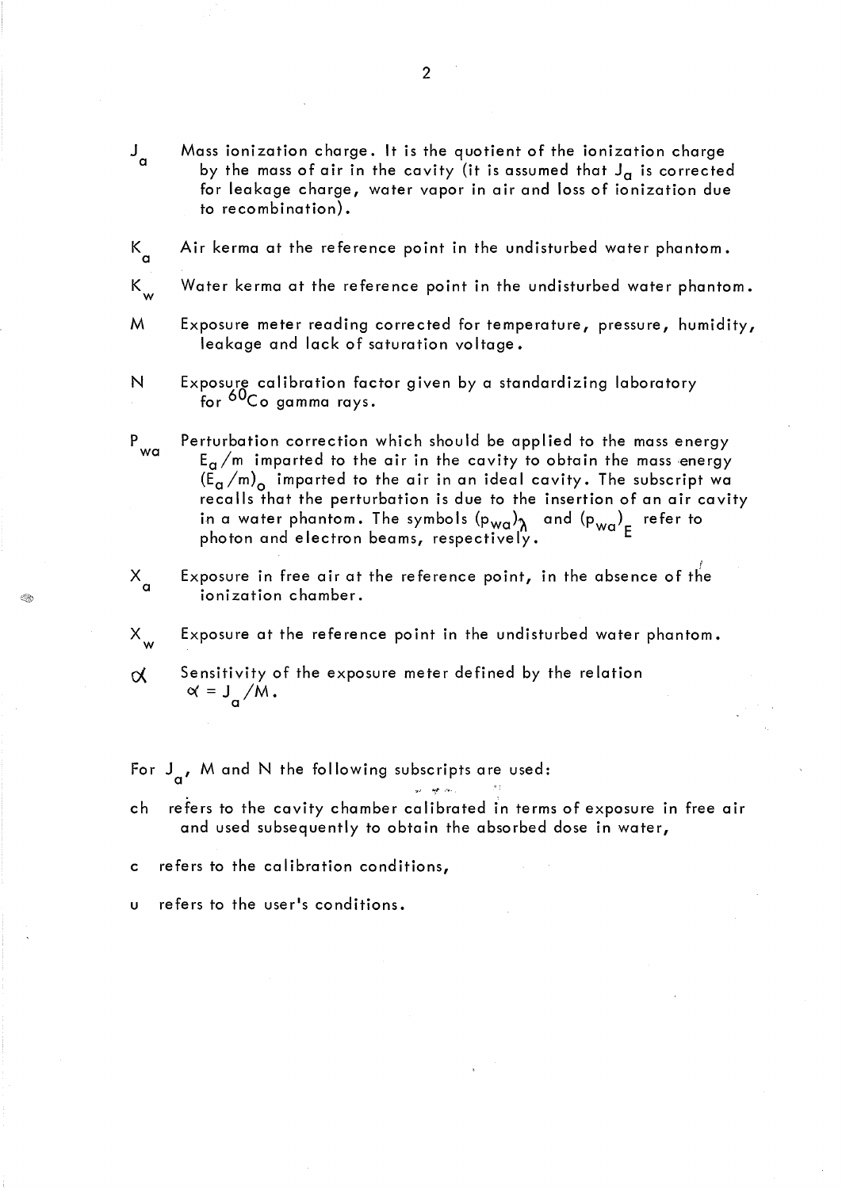$J_a$ Mass ionization charge. It is the quotient of the ionization charge by the mass of air in the cavity (it is assumed that $J_a$ is corrected for leakage charge, water vapor in air and loss of ionization due to recombination).

$K_a$ Air kerma at the reference point in the undisturbed water phantom.

$K_w$ Water kerma at the reference point in the undisturbed water phantom.

M Exposure meter reading corrected for temperature, pressure, humidity, leakage and lack of saturation voltage.

N Exposure calibration factor given by a standardizing laboratory for $^{60}Co$ gamma rays.

$p_{wa}$ Perturbation correction which should be applied to the mass energy $E_a/m$ imparted to the air in the cavity to obtain the mass energy $(E_a/m)_o$ imparted to the air in an ideal cavity. The subscript wa recalls that the perturbation is due to the insertion of an air cavity in a water phantom. The symbols $(p_{wa})_\lambda$ and $(p_{wa})_E$ refer to photon and electron beams, respectively.

$X_a$ Exposure in free air at the reference point, in the absence of the ionization chamber.

$X_w$ Exposure at the reference point in the undisturbed water phantom.

$\alpha$ Sensitivity of the exposure meter defined by the relation $\alpha = J_a/M$.

For $J_a$, M and N the following subscripts are used:

ch refers to the cavity chamber calibrated in terms of exposure in free air and used subsequently to obtain the absorbed dose in water,

c refers to the calibration conditions,

u refers to the user's conditions.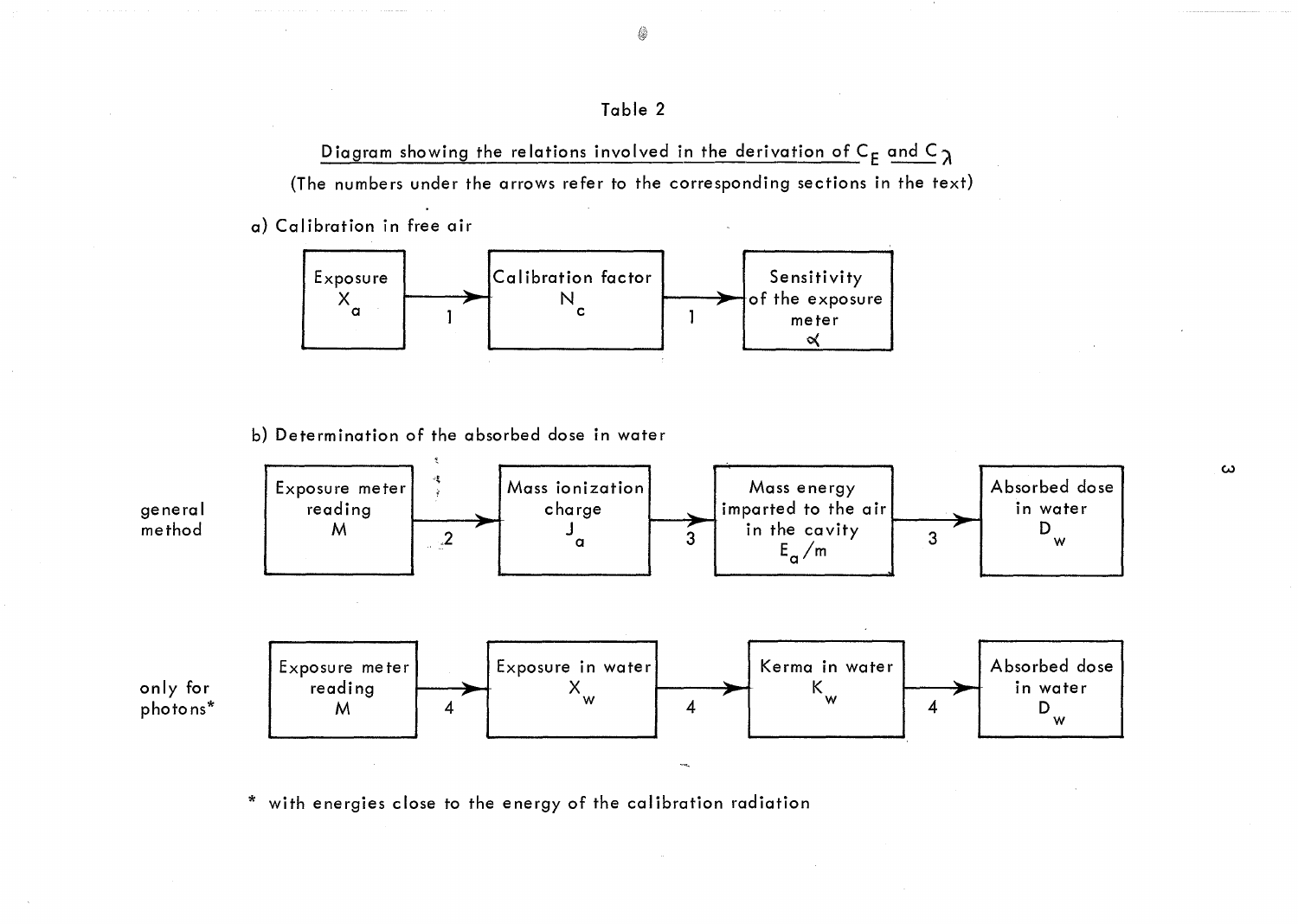Table 2

Diagram showing the relations involved in the derivation of $C_E$ and $C_\lambda$

(The numbers under the arrows refer to the corresponding sections in the text)

a) Calibration in free air

Exposure $X_a$ → (1) → Calibration factor $N_c$ → (1) → Sensitivity of the exposure meter $\alpha$

b) Determination of the absorbed dose in water

general method

Exposure meter reading $M$ → (2) → Mass ionization charge $J_a$ → (3) → Mass energy imparted to the air in the cavity $E_a/m$ → (3) → Absorbed dose in water $D_w$

only for photons*

Exposure meter reading $M$ → (4) → Exposure in water $X_w$ → (4) → Kerma in water $K_w$ → (4) → Absorbed dose in water $D_w$

\* with energies close to the energy of the calibration radiation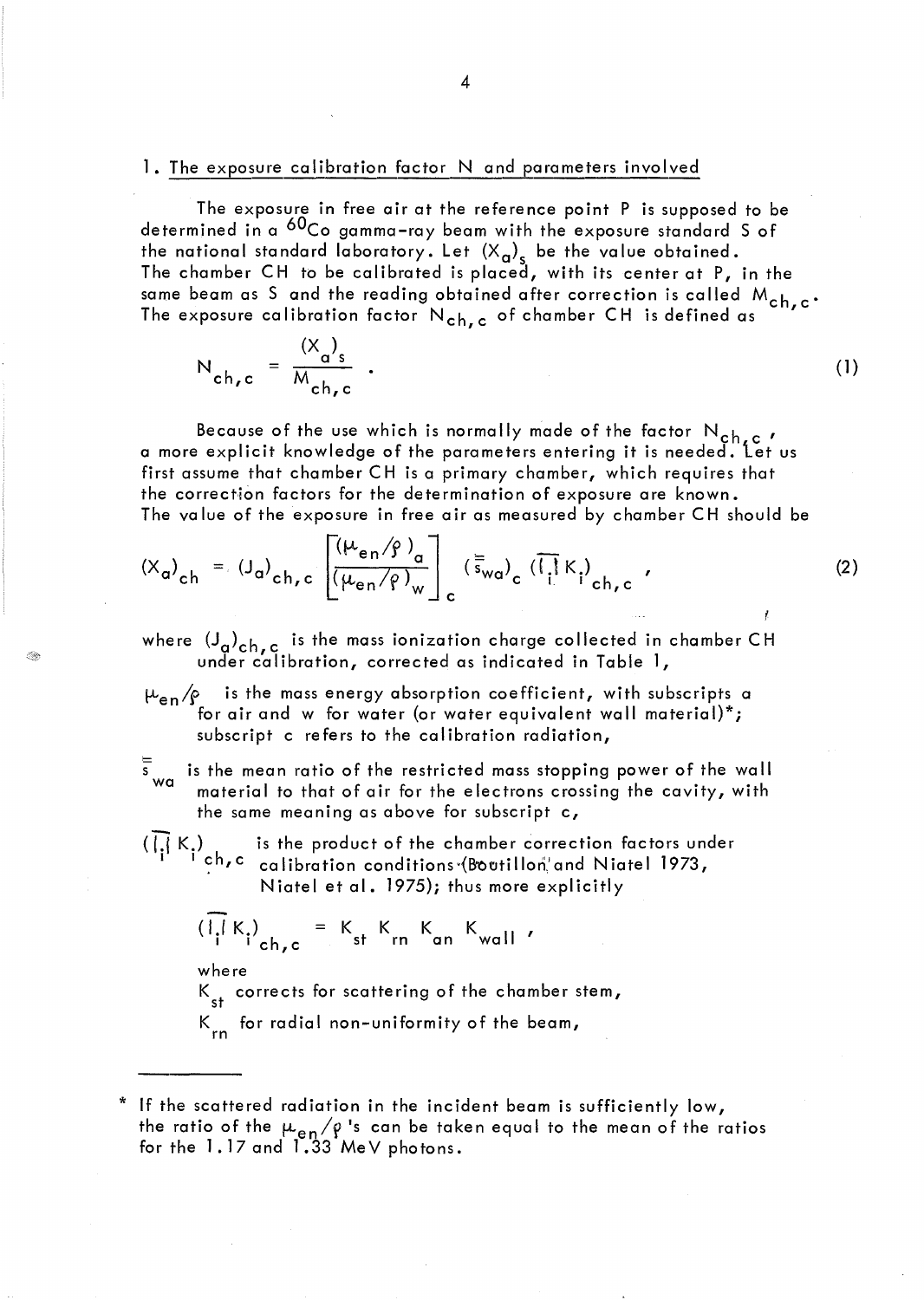## 1. The exposure calibration factor N and parameters involved

The exposure in free air at the reference point P is supposed to be determined in a $^{60}Co$ gamma-ray beam with the exposure standard S of the national standard laboratory. Let $(X_a)_s$ be the value obtained. The chamber CH to be calibrated is placed, with its center at P, in the same beam as S and the reading obtained after correction is called $M_{ch,c}$. The exposure calibration factor $N_{ch,c}$ of chamber CH is defined as

$$N_{ch,c} = \frac{(X_a)_s}{M_{ch,c}} \; . \tag{1}$$

Because of the use which is normally made of the factor $N_{ch,c}$, a more explicit knowledge of the parameters entering it is needed. Let us first assume that chamber CH is a primary chamber, which requires that the correction factors for the determination of exposure are known. The value of the exposure in free air as measured by chamber CH should be

$$(X_a)_{ch} = (J_a)_{ch,c} \left[\frac{(\mu_{en}/\rho)_a}{(\mu_{en}/\rho)_w}\right]_c (\bar{\bar{s}}_{wa})_c \left(\prod_i K_i\right)_{ch,c} \; , \tag{2}$$

where $(J_a)_{ch,c}$ is the mass ionization charge collected in chamber CH under calibration, corrected as indicated in Table 1,

$\mu_{en}/\rho$ is the mass energy absorption coefficient, with subscripts a for air and w for water (or water equivalent wall material)*; subscript c refers to the calibration radiation,

$\bar{\bar{s}}_{wa}$ is the mean ratio of the restricted mass stopping power of the wall material to that of air for the electrons crossing the cavity, with the same meaning as above for subscript c,

$\left(\prod_i K_i\right)_{ch,c}$ is the product of the chamber correction factors under calibration conditions (Boutillon and Niatel 1973, Niatel et al. 1975); thus more explicitly

$$\left(\prod_i K_i\right)_{ch,c} = K_{st}\, K_{rn}\, K_{an}\, K_{wall} \; ,$$

where

$K_{st}$ corrects for scattering of the chamber stem,

$K_{rn}$ for radial non-uniformity of the beam,

---

* If the scattered radiation in the incident beam is sufficiently low, the ratio of the $\mu_{en}/\rho$'s can be taken equal to the mean of the ratios for the 1.17 and 1.33 MeV photons.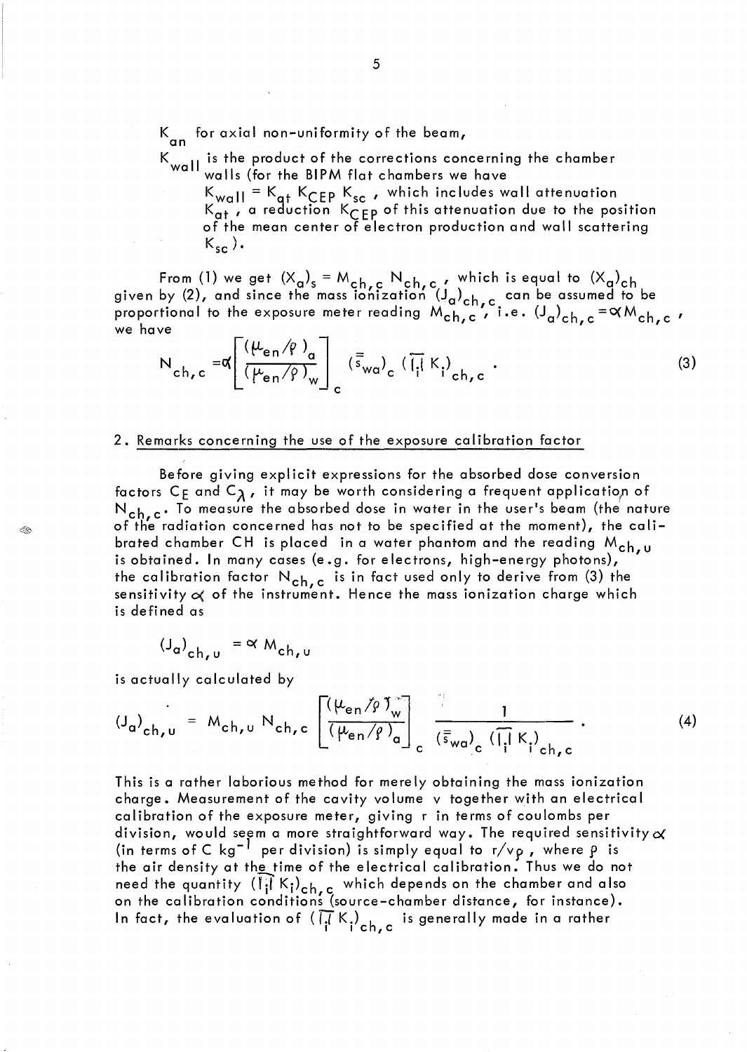$K_{an}$ for axial non-uniformity of the beam,

$K_{wall}$ is the product of the corrections concerning the chamber walls (for the BIPM flat chambers we have $K_{wall} = K_{at} K_{CEP} K_{sc}$, which includes wall attenuation $K_{at}$, a reduction $K_{CEP}$ of this attenuation due to the position of the mean center of electron production and wall scattering $K_{sc}$).

From (1) we get $(X_a)_s = M_{ch,c} N_{ch,c}$, which is equal to $(X_a)_{ch}$ given by (2), and since the mass ionization $(J_a)_{ch,c}$ can be assumed to be proportional to the exposure meter reading $M_{ch,c}$, i.e. $(J_a)_{ch,c} = \alpha M_{ch,c}$, we have

$$N_{ch,c} = \alpha \left[ \frac{(\mu_{en}/\rho)_a}{(\mu_{en}/\rho)_w} \right]_c (\bar{\bar{s}}_{wa})_c \left( \prod_i K_i \right)_{ch,c} . \tag{3}$$

## 2. Remarks concerning the use of the exposure calibration factor

Before giving explicit expressions for the absorbed dose conversion factors $C_E$ and $C_\lambda$, it may be worth considering a frequent application of $N_{ch,c}$. To measure the absorbed dose in water in the user's beam (the nature of the radiation concerned has not to be specified at the moment), the calibrated chamber CH is placed in a water phantom and the reading $M_{ch,u}$ is obtained. In many cases (e.g. for electrons, high-energy photons), the calibration factor $N_{ch,c}$ is in fact used only to derive from (3) the sensitivity $\alpha$ of the instrument. Hence the mass ionization charge which is defined as

$$(J_a)_{ch,u} = \alpha M_{ch,u}$$

is actually calculated by

$$(J_a)_{ch,u} = M_{ch,u} N_{ch,c} \left[ \frac{(\mu_{en}/\rho)_w}{(\mu_{en}/\rho)_a} \right]_c \frac{1}{(\bar{\bar{s}}_{wa})_c \left( \prod_i K_i \right)_{ch,c}} . \tag{4}$$

This is a rather laborious method for merely obtaining the mass ionization charge. Measurement of the cavity volume v together with an electrical calibration of the exposure meter, giving r in terms of coulombs per division, would seem a more straightforward way. The required sensitivity $\alpha$ (in terms of C $kg^{-1}$ per division) is simply equal to $r/v\rho$, where $\rho$ is the air density at the time of the electrical calibration. Thus we do not need the quantity $(\prod_i K_i)_{ch,c}$ which depends on the chamber and also on the calibration conditions (source-chamber distance, for instance). In fact, the evaluation of $(\prod_i K_i)_{ch,c}$ is generally made in a rather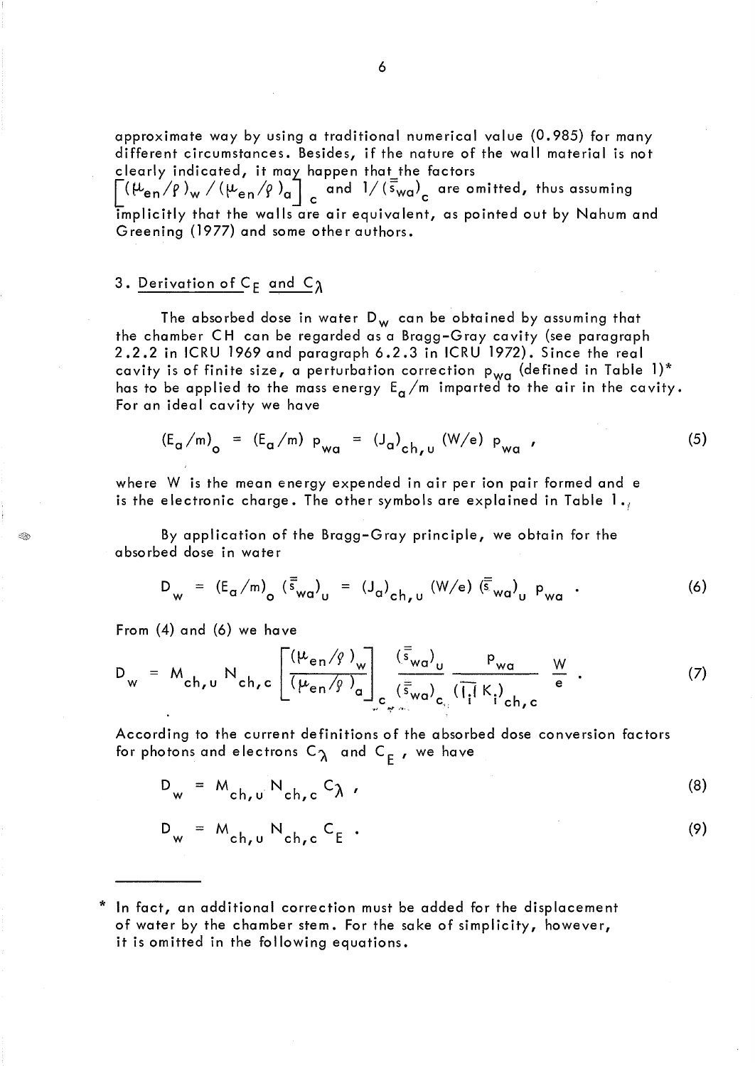approximate way by using a traditional numerical value (0.985) for many different circumstances. Besides, if the nature of the wall material is not clearly indicated, it may happen that the factors $\left[(\mu_{en}/\rho)_w / (\mu_{en}/\rho)_a\right]_c$ and $1/(\bar{\bar{s}}_{wa})_c$ are omitted, thus assuming implicitly that the walls are air equivalent, as pointed out by Nahum and Greening (1977) and some other authors.

## 3. Derivation of $C_E$ and $C_\lambda$

The absorbed dose in water $D_w$ can be obtained by assuming that the chamber CH can be regarded as a Bragg-Gray cavity (see paragraph 2.2.2 in ICRU 1969 and paragraph 6.2.3 in ICRU 1972). Since the real cavity is of finite size, a perturbation correction $p_{wa}$ (defined in Table 1)* has to be applied to the mass energy $E_a/m$ imparted to the air in the cavity. For an ideal cavity we have

$$(E_a/m)_o = (E_a/m)\, p_{wa} = (J_a)_{ch,u}\, (W/e)\, p_{wa} , \tag{5}$$

where W is the mean energy expended in air per ion pair formed and e is the electronic charge. The other symbols are explained in Table 1.

By application of the Bragg-Gray principle, we obtain for the absorbed dose in water

$$D_w = (E_a/m)_o\, (\bar{\bar{s}}_{wa})_u = (J_a)_{ch,u}\, (W/e)\, (\bar{\bar{s}}_{wa})_u\, p_{wa} . \tag{6}$$

From (4) and (6) we have

$$D_w = M_{ch,u}\, N_{ch,c} \left[\frac{(\mu_{en}/\rho)_w}{(\mu_{en}/\rho)_a}\right]_c \frac{(\bar{\bar{s}}_{wa})_u}{(\bar{\bar{s}}_{wa})_c} \frac{p_{wa}}{(\Pi_i K_i)_{ch,c}} \frac{W}{e} . \tag{7}$$

According to the current definitions of the absorbed dose conversion factors for photons and electrons $C_\lambda$ and $C_E$, we have

$$D_w = M_{ch,u}\, N_{ch,c}\, C_\lambda , \tag{8}$$

$$D_w = M_{ch,u}\, N_{ch,c}\, C_E . \tag{9}$$

---

\* In fact, an additional correction must be added for the displacement of water by the chamber stem. For the sake of simplicity, however, it is omitted in the following equations.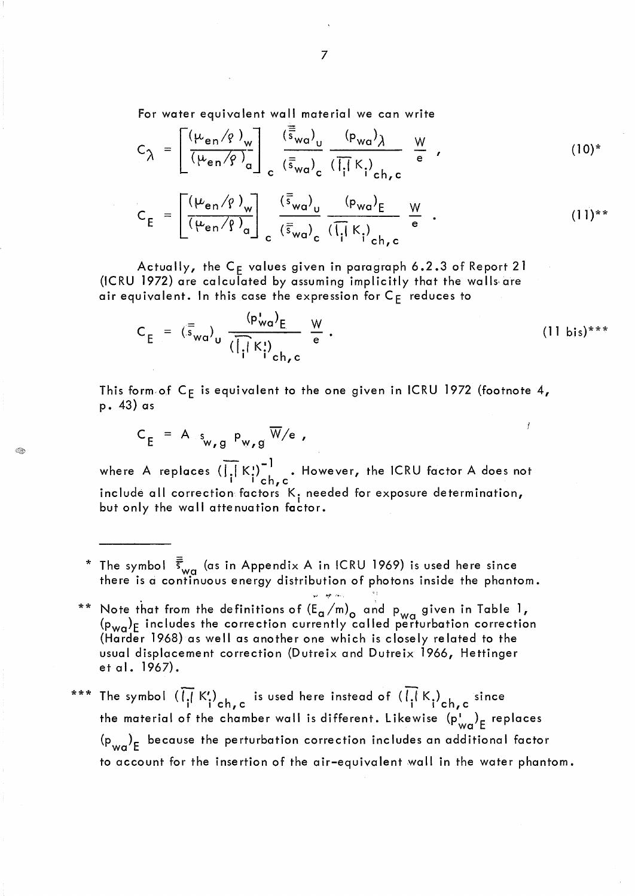For water equivalent wall material we can write

$$C_\lambda = \left[\frac{(\mu_{en}/\rho)_w}{(\mu_{en}/\rho)_a}\right]_c \frac{(\bar{\bar{s}}_{wa})_u}{(\bar{s}_{wa})_c} \frac{(p_{wa})_\lambda}{(\overline{\prod_i} K_i)_{ch,c}} \frac{W}{e} , \qquad (10)^*$$

$$C_E = \left[\frac{(\mu_{en}/\rho)_w}{(\mu_{en}/\rho)_a}\right]_c \frac{(\bar{\bar{s}}_{wa})_u}{(\bar{s}_{wa})_c} \frac{(p_{wa})_E}{(\overline{\prod_i} K_i)_{ch,c}} \frac{W}{e} . \qquad (11)^{**}$$

Actually, the $C_E$ values given in paragraph 6.2.3 of Report 21 (ICRU 1972) are calculated by assuming implicitly that the walls are air equivalent. In this case the expression for $C_E$ reduces to

$$C_E = (\bar{\bar{s}}_{wa})_u \frac{(p'_{wa})_E}{(\overline{\prod_i} K'_i)_{ch,c}} \frac{W}{e} . \qquad (11\ \text{bis})^{***}$$

This form of $C_E$ is equivalent to the one given in ICRU 1972 (footnote 4, p. 43) as

$$C_E = A\ s_{w,g}\ p_{w,g}\ \overline{W}/e ,$$

where A replaces $(\overline{\prod_i} K'_i)^{-1}_{ch,c}$. However, the ICRU factor A does not include all correction factors $K_i$ needed for exposure determination, but only the wall attenuation factor.

---

\* The symbol $\bar{\bar{s}}_{wa}$ (as in Appendix A in ICRU 1969) is used here since there is a continuous energy distribution of photons inside the phantom.

\*\* Note that from the definitions of $(E_a/m)_o$ and $p_{wa}$ given in Table 1, $(p_{wa})_E$ includes the correction currently called perturbation correction (Harder 1968) as well as another one which is closely related to the usual displacement correction (Dutreix and Dutreix 1966, Hettinger et al. 1967).

\*\*\* The symbol $(\overline{\prod_i} K'_i)_{ch,c}$ is used here instead of $(\overline{\prod_i} K_i)_{ch,c}$ since the material of the chamber wall is different. Likewise $(p'_{wa})_E$ replaces $(p_{wa})_E$ because the perturbation correction includes an additional factor to account for the insertion of the air-equivalent wall in the water phantom.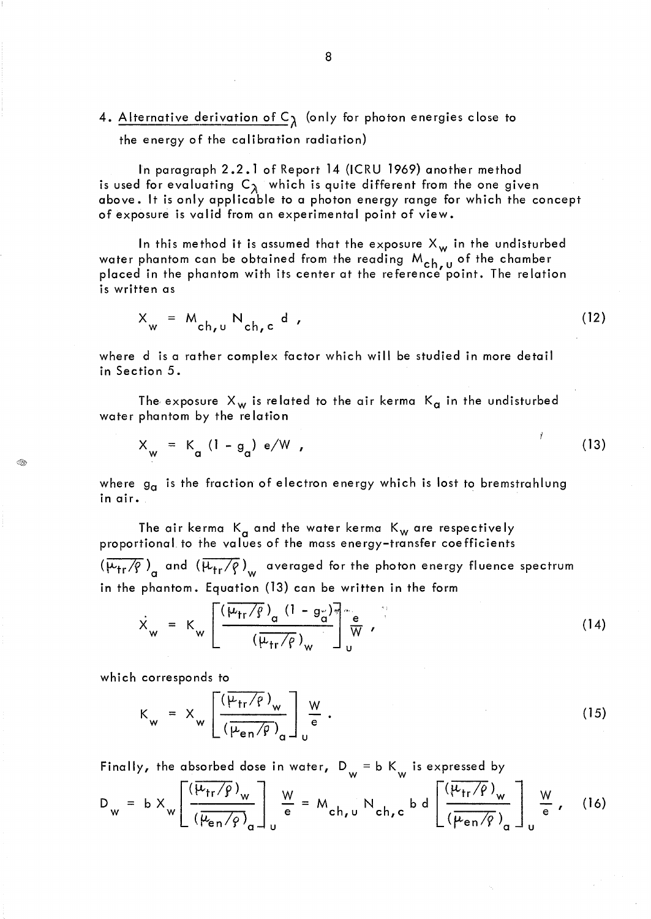## 4. Alternative derivation of $C_\lambda$ (only for photon energies close to the energy of the calibration radiation)

In paragraph 2.2.1 of Report 14 (ICRU 1969) another method is used for evaluating $C_\lambda$ which is quite different from the one given above. It is only applicable to a photon energy range for which the concept of exposure is valid from an experimental point of view.

In this method it is assumed that the exposure $X_w$ in the undisturbed water phantom can be obtained from the reading $M_{ch,u}$ of the chamber placed in the phantom with its center at the reference point. The relation is written as

$$X_w = M_{ch,u} N_{ch,c} d , \tag{12}$$

where d is a rather complex factor which will be studied in more detail in Section 5.

The exposure $X_w$ is related to the air kerma $K_a$ in the undisturbed water phantom by the relation

$$X_w = K_a (1 - g_a) e/W , \tag{13}$$

where $g_a$ is the fraction of electron energy which is lost to bremstrahlung in air.

The air kerma $K_a$ and the water kerma $K_w$ are respectively proportional to the values of the mass energy-transfer coefficients $(\overline{\mu_{tr}/\rho})_a$ and $(\overline{\mu_{tr}/\rho})_w$ averaged for the photon energy fluence spectrum in the phantom. Equation (13) can be written in the form

$$\dot{X}_w = K_w \left[ \frac{(\overline{\mu_{tr}/\rho})_a (1 - g_a)}{(\overline{\mu_{tr}/\rho})_w} \right]_u \frac{e}{W} , \tag{14}$$

which corresponds to

$$K_w = X_w \left[ \frac{(\overline{\mu_{tr}/\rho})_w}{(\overline{\mu_{en}/\rho})_a} \right]_u \frac{W}{e} . \tag{15}$$

Finally, the absorbed dose in water, $D_w = b K_w$ is expressed by

$$D_w = b X_w \left[ \frac{(\overline{\mu_{tr}/\rho})_w}{(\overline{\mu_{en}/\rho})_a} \right]_u \frac{W}{e} = M_{ch,u} N_{ch,c} b d \left[ \frac{(\overline{\mu_{tr}/\rho})_w}{(\overline{\mu_{en}/\rho})_a} \right]_u \frac{W}{e} , \tag{16}$$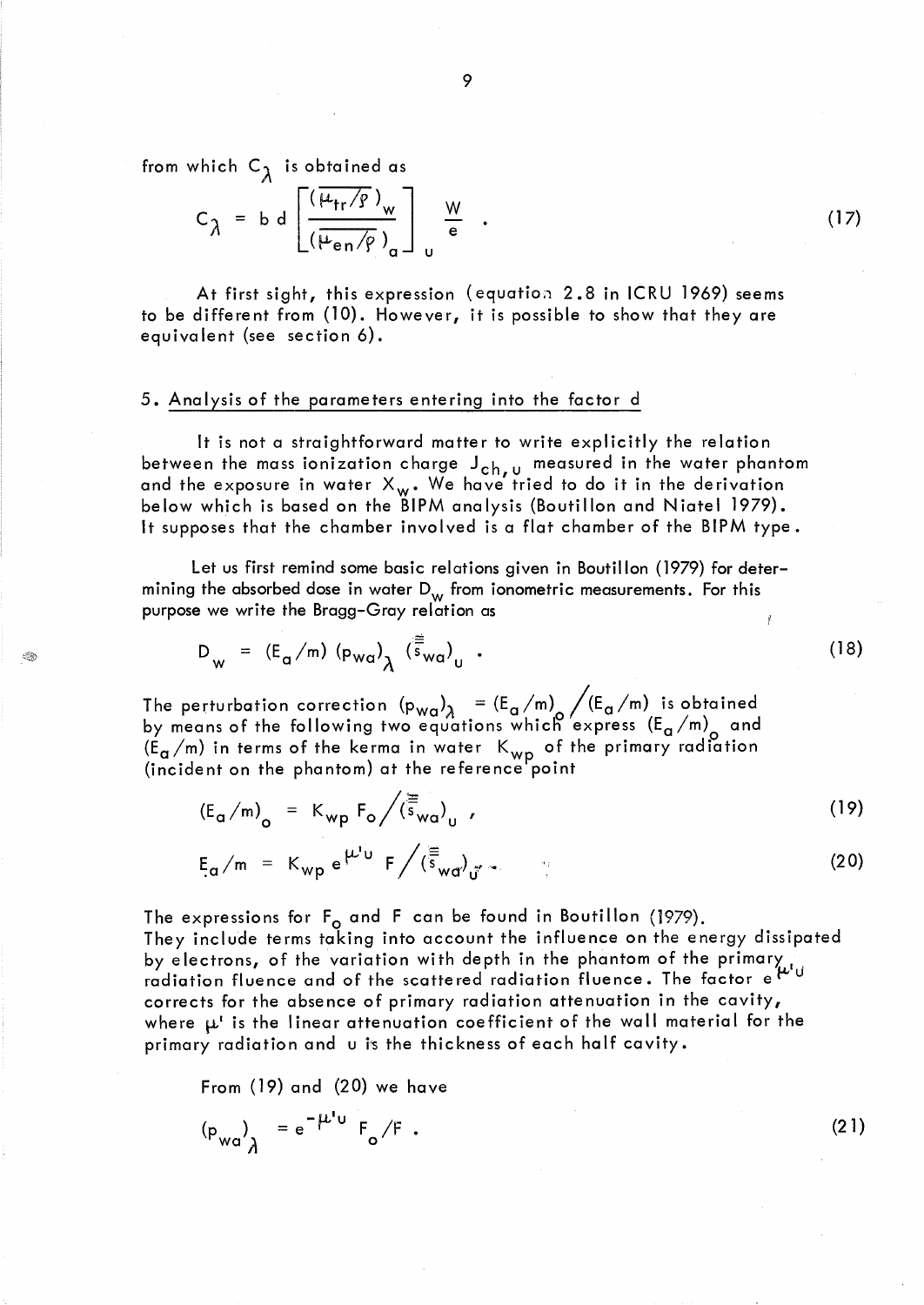from which $C_\lambda$ is obtained as

$$C_\lambda = b\, d \left[ \frac{(\overline{\mu_{tr}/\rho})_w}{(\overline{\mu_{en}/\rho})_a} \right]_u \frac{W}{e} \ . \tag{17}$$

At first sight, this expression (equation 2.8 in ICRU 1969) seems to be different from (10). However, it is possible to show that they are equivalent (see section 6).

## 5. Analysis of the parameters entering into the factor d

It is not a straightforward matter to write explicitly the relation between the mass ionization charge $J_{ch,u}$ measured in the water phantom and the exposure in water $X_w$. We have tried to do it in the derivation below which is based on the BIPM analysis (Boutillon and Niatel 1979). It supposes that the chamber involved is a flat chamber of the BIPM type.

Let us first remind some basic relations given in Boutillon (1979) for determining the absorbed dose in water $D_w$ from ionometric measurements. For this purpose we write the Bragg-Gray relation as

$$D_w = (E_a/m)\,(p_{wa})_\lambda\,(\overline{\overline{\overline{s}}}_{wa})_u \ . \tag{18}$$

The perturbation correction $(p_{wa})_\lambda = (E_a/m)_o \big/ (E_a/m)$ is obtained by means of the following two equations which express $(E_a/m)_o$ and $(E_a/m)$ in terms of the kerma in water $K_{wp}$ of the primary radiation (incident on the phantom) at the reference point

$$(E_a/m)_o = K_{wp}\, F_o \big/ (\overline{\overline{\overline{s}}}_{wa})_u \ , \tag{19}$$

$$E_a/m = K_{wp}\, e^{\mu' u}\, F \big/ (\overline{\overline{\overline{s}}}_{wa})_u \ . \tag{20}$$

The expressions for $F_o$ and $F$ can be found in Boutillon (1979). They include terms taking into account the influence on the energy dissipated by electrons, of the variation with depth in the phantom of the primary radiation fluence and of the scattered radiation fluence. The factor $e^{\mu' u}$ corrects for the absence of primary radiation attenuation in the cavity, where $\mu'$ is the linear attenuation coefficient of the wall material for the primary radiation and $u$ is the thickness of each half cavity.

From (19) and (20) we have

$$(p_{wa})_\lambda = e^{-\mu' u}\, F_o/F \ . \tag{21}$$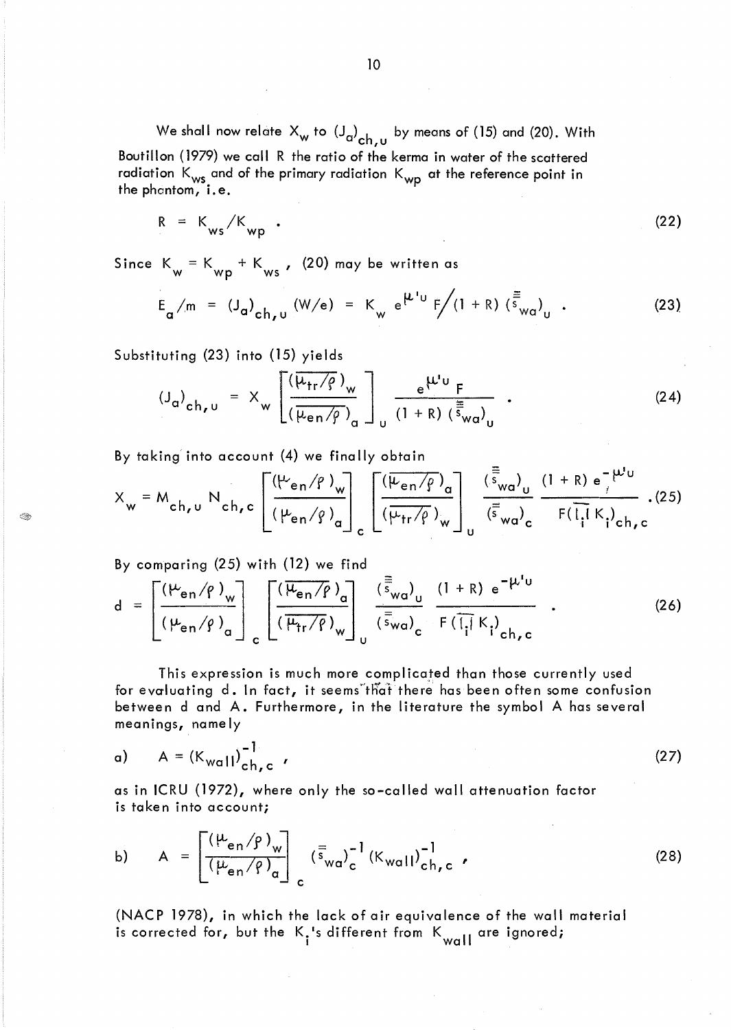We shall now relate $X_w$ to $(J_a)_{ch,u}$ by means of (15) and (20). With Boutillon (1979) we call R the ratio of the kerma in water of the scattered radiation $K_{ws}$ and of the primary radiation $K_{wp}$ at the reference point in the phantom, i.e.

$$R = K_{ws}/K_{wp} \quad . \tag{22}$$

Since $K_w = K_{wp} + K_{ws}$ , (20) may be written as

$$E_a/m = (J_a)_{ch,u}\,(W/e) = K_w\, e^{\mu' u}\, F/(1 + R)\,(\bar{\bar{s}}_{wa})_u \quad . \tag{23}$$

Substituting (23) into (15) yields

$$(J_a)_{ch,u} = X_w \left[\frac{(\overline{\mu_{tr}/\rho})_w}{(\overline{\mu_{en}/\rho})_a}\right]_u \frac{e^{\mu' u}\, F}{(1 + R)\,(\bar{\bar{s}}_{wa})_u} \quad . \tag{24}$$

By taking into account (4) we finally obtain

$$X_w = M_{ch,u}\, N_{ch,c} \left[\frac{(\mu_{en}/\rho)_w}{(\mu_{en}/\rho)_a}\right]_c \left[\frac{(\overline{\mu_{en}/\rho})_a}{(\overline{\mu_{tr}/\rho})_w}\right]_u \frac{(\bar{\bar{s}}_{wa})_u}{(\bar{\bar{s}}_{wa})_c} \frac{(1 + R)\, e^{-\mu' u}}{F(\overline{\prod_i K_i})_{ch,c}} \, . \tag{25}$$

By comparing (25) with (12) we find

$$d = \left[\frac{(\mu_{en}/\rho)_w}{(\mu_{en}/\rho)_a}\right]_c \left[\frac{(\overline{\mu_{en}/\rho})_a}{(\overline{\mu_{tr}/\rho})_w}\right]_u \frac{(\bar{\bar{s}}_{wa})_u}{(\bar{\bar{s}}_{wa})_c} \frac{(1 + R)\, e^{-\mu' u}}{F(\overline{\prod_i K_i})_{ch,c}} \quad . \tag{26}$$

This expression is much more complicated than those currently used for evaluating d. In fact, it seems that there has been often some confusion between d and A. Furthermore, in the literature the symbol A has several meanings, namely

a) $$A = (K_{wall})^{-1}_{ch,c} \; , \tag{27}$$

as in ICRU (1972), where only the so-called wall attenuation factor is taken into account;

b) $$A = \left[\frac{(\mu_{en}/\rho)_w}{(\mu_{en}/\rho)_a}\right]_c (\bar{\bar{s}}_{wa})^{-1}_c\, (K_{wall})^{-1}_{ch,c} \; , \tag{28}$$

(NACP 1978), in which the lack of air equivalence of the wall material is corrected for, but the $K_i$'s different from $K_{wall}$ are ignored;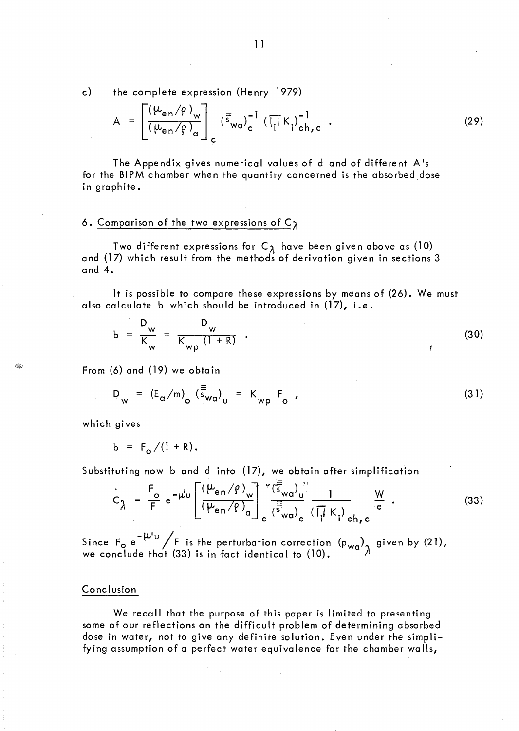c) the complete expression (Henry 1979)

$$A = \left[\frac{(\mu_{en}/\rho)_w}{(\mu_{en}/\rho)_a}\right]_c (\bar{\bar{s}}_{wa})_c^{-1} (\prod_i K_i)_{ch,c}^{-1} . \tag{29}$$

The Appendix gives numerical values of d and of different A's for the BIPM chamber when the quantity concerned is the absorbed dose in graphite.

## 6. Comparison of the two expressions of $C_\lambda$

Two different expressions for $C_\lambda$ have been given above as (10) and (17) which result from the methods of derivation given in sections 3 and 4.

It is possible to compare these expressions by means of (26). We must also calculate b which should be introduced in (17), i.e.

$$b = \frac{D_w}{K_w} = \frac{D_w}{K_{wp}(1 + R)} . \tag{30}$$

From (6) and (19) we obtain

$$D_w = (E_a/m)_o (\bar{\bar{s}}_{wa})_u = K_{wp} F_o , \tag{31}$$

which gives

$$b = F_o/(1 + R).$$

Substituting now b and d into (17), we obtain after simplification

$$C_\lambda = \frac{F_o}{F} e^{-\mu' u} \left[\frac{(\mu_{en}/\rho)_w}{(\mu_{en}/\rho)_a}\right]_c \frac{(\bar{\bar{s}}_{wa})_u}{(\bar{\bar{s}}_{wa})_c} \frac{1}{(\prod_i K_i)_{ch,c}} \frac{W}{e} . \tag{33}$$

Since $F_o e^{-\mu' u} / F$ is the perturbation correction $(p_{wa})_\lambda$ given by (21), we conclude that (33) is in fact identical to (10).

## Conclusion

We recall that the purpose of this paper is limited to presenting some of our reflections on the difficult problem of determining absorbed dose in water, not to give any definite solution. Even under the simplifying assumption of a perfect water equivalence for the chamber walls,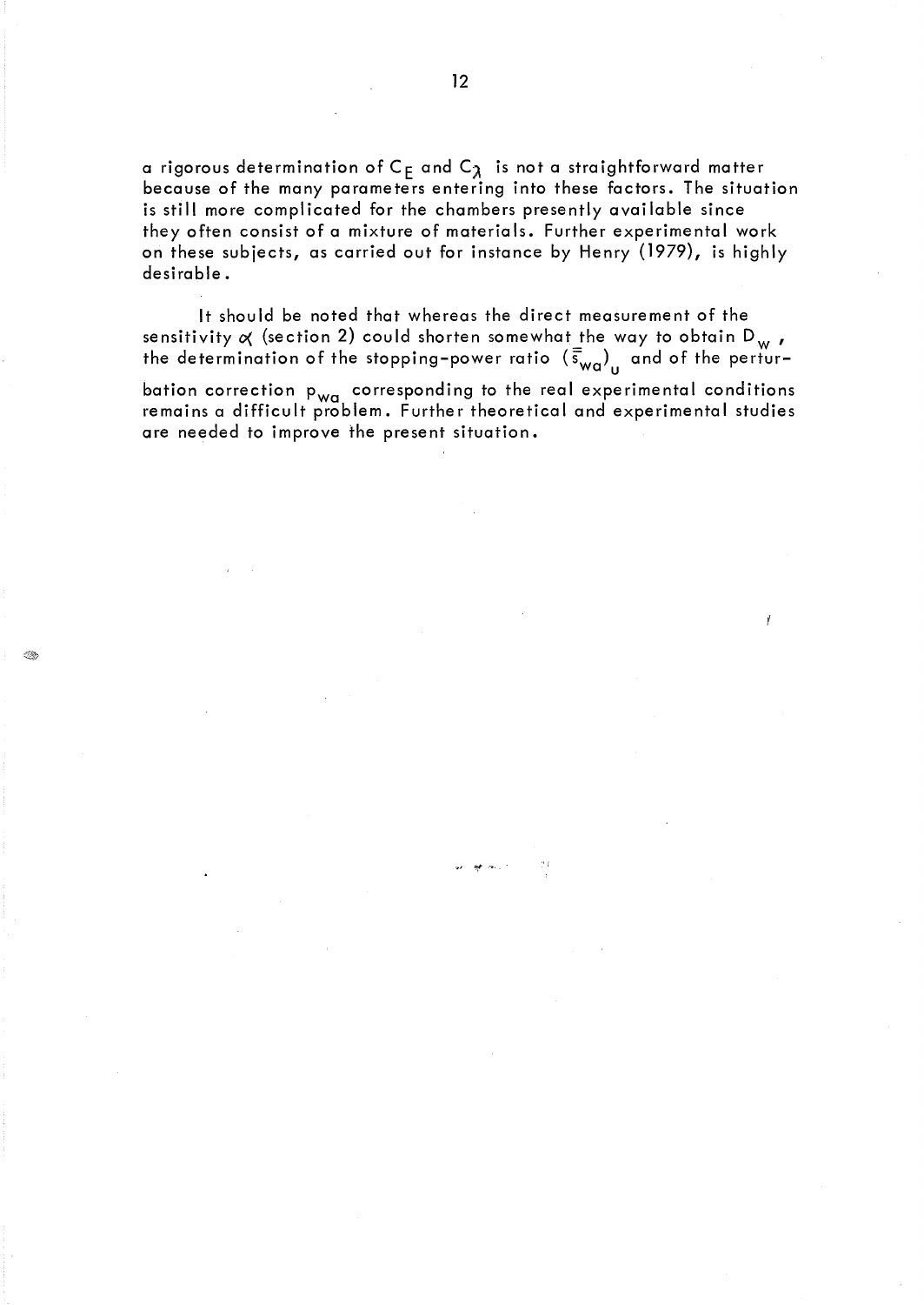a rigorous determination of $C_E$ and $C_\lambda$ is not a straightforward matter because of the many parameters entering into these factors. The situation is still more complicated for the chambers presently available since they often consist of a mixture of materials. Further experimental work on these subjects, as carried out for instance by Henry (1979), is highly desirable.

It should be noted that whereas the direct measurement of the sensitivity $\alpha$ (section 2) could shorten somewhat the way to obtain $D_w$, the determination of the stopping-power ratio $(\bar{\bar{s}}_{wa})_u$ and of the perturbation correction $p_{wa}$ corresponding to the real experimental conditions remains a difficult problem. Further theoretical and experimental studies are needed to improve the present situation.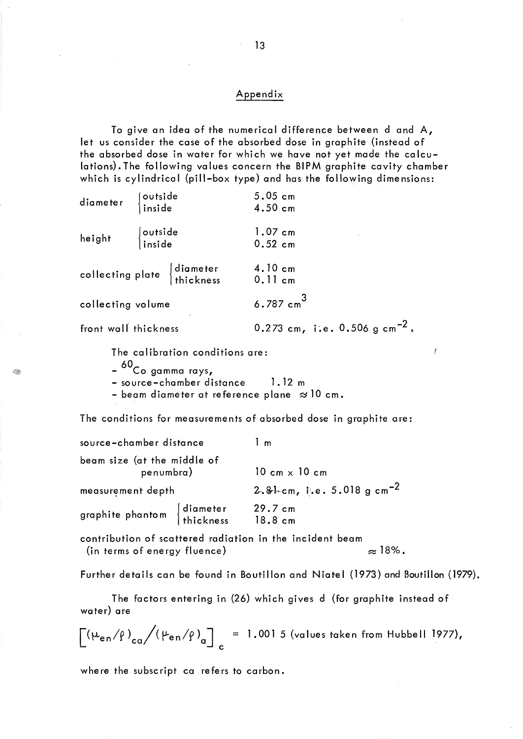## Appendix

To give an idea of the numerical difference between d and A, let us consider the case of the absorbed dose in graphite (instead of the absorbed dose in water for which we have not yet made the calculations). The following values concern the BIPM graphite cavity chamber which is cylindrical (pill-box type) and has the following dimensions:

| | | |
|---|---|---|
| diameter | outside | 5.05 cm |
| | inside | 4.50 cm |
| height | outside | 1.07 cm |
| | inside | 0.52 cm |
| collecting plate | diameter | 4.10 cm |
| | thickness | 0.11 cm |
| collecting volume | | 6.787 $cm^3$ |
| front wall thickness | | 0.273 cm, i.e. 0.506 g $cm^{-2}$. |

The calibration conditions are:

- $^{60}Co$ gamma rays,
- source-chamber distance 1.12 m
- beam diameter at reference plane ≈ 10 cm.

The conditions for measurements of absorbed dose in graphite are:

| | | |
|---|---|---|
| source-chamber distance | | 1 m |
| beam size (at the middle of penumbra) | | 10 cm × 10 cm |
| measurement depth | | 2.81 cm, i.e. 5.018 g $cm^{-2}$ |
| graphite phantom | diameter | 29.7 cm |
| | thickness | 18.8 cm |
| contribution of scattered radiation in the incident beam (in terms of energy fluence) | | ≈ 18%. |

Further details can be found in Boutillon and Niatel (1973) and Boutillon (1979).

The factors entering in (26) which gives d (for graphite instead of water) are

$$\left[(\mu_{en}/\rho)_{ca}/(\mu_{en}/\rho)_{a}\right]_{c} = 1.001\,5 \text{ (values taken from Hubbell 1977),}$$

where the subscript ca refers to carbon.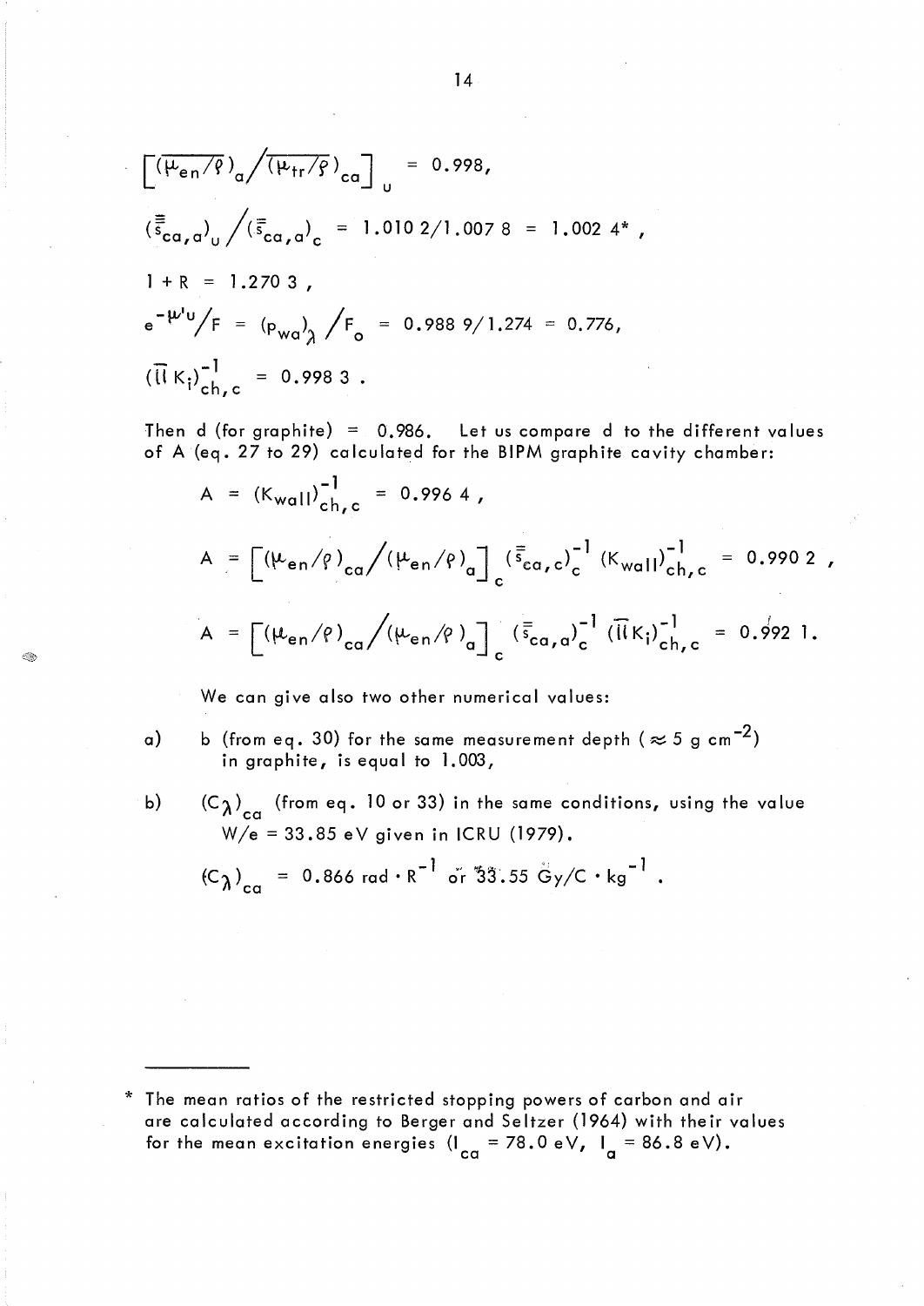$$\left[\overline{(\mu_{en}/\rho)_a}/\overline{(\mu_{tr}/\rho)_{ca}}\right]_u = 0.998,$$

$$(\bar{\bar{s}}_{ca,a})_u \Big/ (\bar{\bar{s}}_{ca,a})_c = 1.010\,2/1.007\,8 = 1.002\,4^* ,$$

$$1 + R = 1.270\,3 ,$$

$$e^{-\mu' u}/F = (p_{wa})_\lambda \Big/ F_o = 0.988\,9/1.274 = 0.776,$$

$$(\overline{\Pi}\, K_i)^{-1}_{ch,c} = 0.998\,3 .$$

Then d (for graphite) = 0.986. Let us compare d to the different values of A (eq. 27 to 29) calculated for the BIPM graphite cavity chamber:

$$A = (K_{wall})^{-1}_{ch,c} = 0.996\,4 ,$$

$$A = \left[(\mu_{en}/\rho)_{ca}\Big/(\mu_{en}/\rho)_a\right]_c (\bar{\bar{s}}_{ca,c})^{-1}_c \, (K_{wall})^{-1}_{ch,c} = 0.990\,2 ,$$

$$A = \left[(\mu_{en}/\rho)_{ca}\Big/(\mu_{en}/\rho)_a\right]_c (\bar{\bar{s}}_{ca,a})^{-1}_c \, (\overline{\Pi}\, K_i)^{-1}_{ch,c} = 0.992\,1.$$

We can give also two other numerical values:

a) b (from eq. 30) for the same measurement depth ($\approx 5$ g cm$^{-2}$) in graphite, is equal to 1.003,

b) $(C_\lambda)_{ca}$ (from eq. 10 or 33) in the same conditions, using the value W/e = 33.85 eV given in ICRU (1979).

$$(C_\lambda)_{ca} = 0.866 \text{ rad} \cdot \text{R}^{-1} \text{ or } 33.55 \text{ Gy/C} \cdot \text{kg}^{-1} .$$

---

* The mean ratios of the restricted stopping powers of carbon and air are calculated according to Berger and Seltzer (1964) with their values for the mean excitation energies ($I_{ca}$ = 78.0 eV, $I_a$ = 86.8 eV).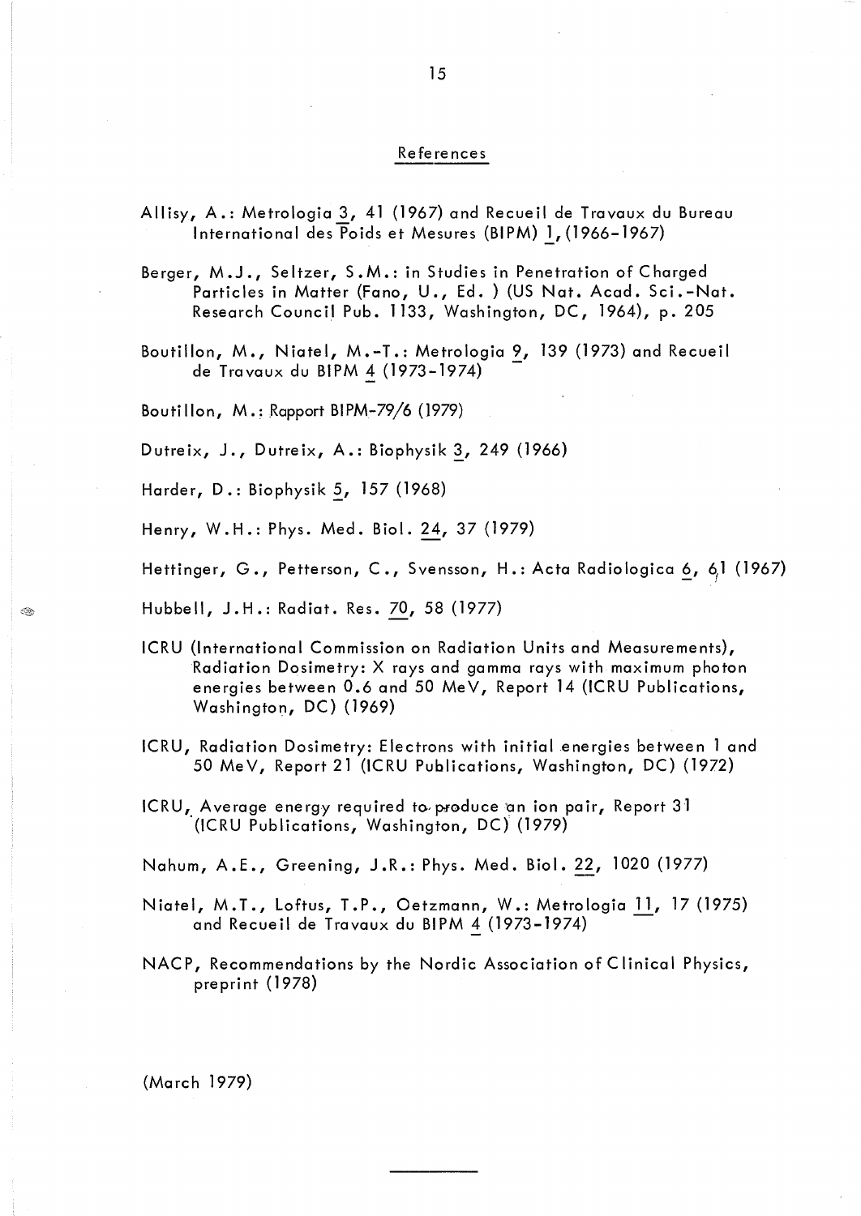## References

Allisy, A.: Metrologia 3, 41 (1967) and Recueil de Travaux du Bureau International des Poids et Mesures (BIPM) 1, (1966-1967)

Berger, M.J., Seltzer, S.M.: in Studies in Penetration of Charged Particles in Matter (Fano, U., Ed. ) (US Nat. Acad. Sci.-Nat. Research Council Pub. 1133, Washington, DC, 1964), p. 205

Boutillon, M., Niatel, M.-T.: Metrologia 9, 139 (1973) and Recueil de Travaux du BIPM 4 (1973-1974)

Boutillon, M.: Rapport BIPM-79/6 (1979)

Dutreix, J., Dutreix, A.: Biophysik 3, 249 (1966)

Harder, D.: Biophysik 5, 157 (1968)

Henry, W.H.: Phys. Med. Biol. 24, 37 (1979)

Hettinger, G., Petterson, C., Svensson, H.: Acta Radiologica 6, 61 (1967)

Hubbell, J.H.: Radiat. Res. 70, 58 (1977)

ICRU (International Commission on Radiation Units and Measurements), Radiation Dosimetry: X rays and gamma rays with maximum photon energies between 0.6 and 50 MeV, Report 14 (ICRU Publications, Washington, DC) (1969)

ICRU, Radiation Dosimetry: Electrons with initial energies between 1 and 50 MeV, Report 21 (ICRU Publications, Washington, DC) (1972)

ICRU, Average energy required to produce an ion pair, Report 31 (ICRU Publications, Washington, DC) (1979)

Nahum, A.E., Greening, J.R.: Phys. Med. Biol. 22, 1020 (1977)

Niatel, M.T., Loftus, T.P., Oetzmann, W.: Metrologia 11, 17 (1975) and Recueil de Travaux du BIPM 4 (1973-1974)

NACP, Recommendations by the Nordic Association of Clinical Physics, preprint (1978)

(March 1979)